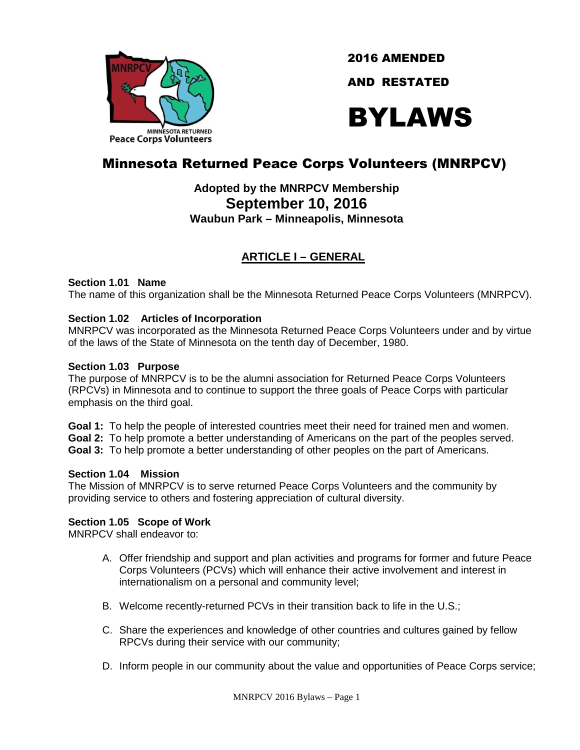2016 AMENDED

AND RESTATED

# BYLAWS

## Minnesota Returned Peace Corps Volunteers (MNRPCV)

**Adopted by the MNRPCV Membership**
**September 10, 2016**
**Waubun Park – Minneapolis, Minnesota**

## ARTICLE I – GENERAL

**Section 1.01 Name**
The name of this organization shall be the Minnesota Returned Peace Corps Volunteers (MNRPCV).

**Section 1.02 Articles of Incorporation**
MNRPCV was incorporated as the Minnesota Returned Peace Corps Volunteers under and by virtue of the laws of the State of Minnesota on the tenth day of December, 1980.

**Section 1.03 Purpose**
The purpose of MNRPCV is to be the alumni association for Returned Peace Corps Volunteers (RPCVs) in Minnesota and to continue to support the three goals of Peace Corps with particular emphasis on the third goal.

**Goal 1:** To help the people of interested countries meet their need for trained men and women.
**Goal 2:** To help promote a better understanding of Americans on the part of the peoples served.
**Goal 3:** To help promote a better understanding of other peoples on the part of Americans.

**Section 1.04 Mission**
The Mission of MNRPCV is to serve returned Peace Corps Volunteers and the community by providing service to others and fostering appreciation of cultural diversity.

**Section 1.05 Scope of Work**
MNRPCV shall endeavor to:

A. Offer friendship and support and plan activities and programs for former and future Peace Corps Volunteers (PCVs) which will enhance their active involvement and interest in internationalism on a personal and community level;

B. Welcome recently-returned PCVs in their transition back to life in the U.S.;

C. Share the experiences and knowledge of other countries and cultures gained by fellow RPCVs during their service with our community;

D. Inform people in our community about the value and opportunities of Peace Corps service;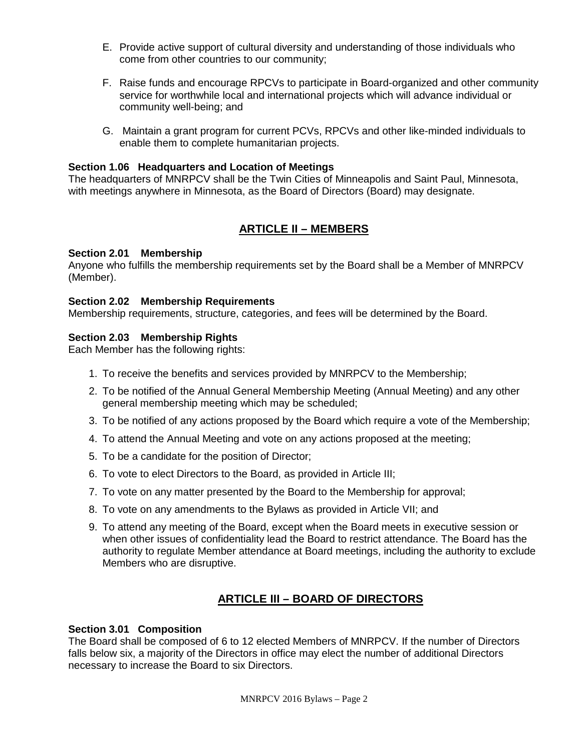E. Provide active support of cultural diversity and understanding of those individuals who come from other countries to our community;

F. Raise funds and encourage RPCVs to participate in Board-organized and other community service for worthwhile local and international projects which will advance individual or community well-being; and

G. Maintain a grant program for current PCVs, RPCVs and other like-minded individuals to enable them to complete humanitarian projects.

**Section 1.06 Headquarters and Location of Meetings**
The headquarters of MNRPCV shall be the Twin Cities of Minneapolis and Saint Paul, Minnesota, with meetings anywhere in Minnesota, as the Board of Directors (Board) may designate.

## ARTICLE II – MEMBERS

**Section 2.01 Membership**
Anyone who fulfills the membership requirements set by the Board shall be a Member of MNRPCV (Member).

**Section 2.02 Membership Requirements**
Membership requirements, structure, categories, and fees will be determined by the Board.

**Section 2.03 Membership Rights**
Each Member has the following rights:

1. To receive the benefits and services provided by MNRPCV to the Membership;
2. To be notified of the Annual General Membership Meeting (Annual Meeting) and any other general membership meeting which may be scheduled;
3. To be notified of any actions proposed by the Board which require a vote of the Membership;
4. To attend the Annual Meeting and vote on any actions proposed at the meeting;
5. To be a candidate for the position of Director;
6. To vote to elect Directors to the Board, as provided in Article III;
7. To vote on any matter presented by the Board to the Membership for approval;
8. To vote on any amendments to the Bylaws as provided in Article VII; and
9. To attend any meeting of the Board, except when the Board meets in executive session or when other issues of confidentiality lead the Board to restrict attendance. The Board has the authority to regulate Member attendance at Board meetings, including the authority to exclude Members who are disruptive.

## ARTICLE III – BOARD OF DIRECTORS

**Section 3.01 Composition**
The Board shall be composed of 6 to 12 elected Members of MNRPCV. If the number of Directors falls below six, a majority of the Directors in office may elect the number of additional Directors necessary to increase the Board to six Directors.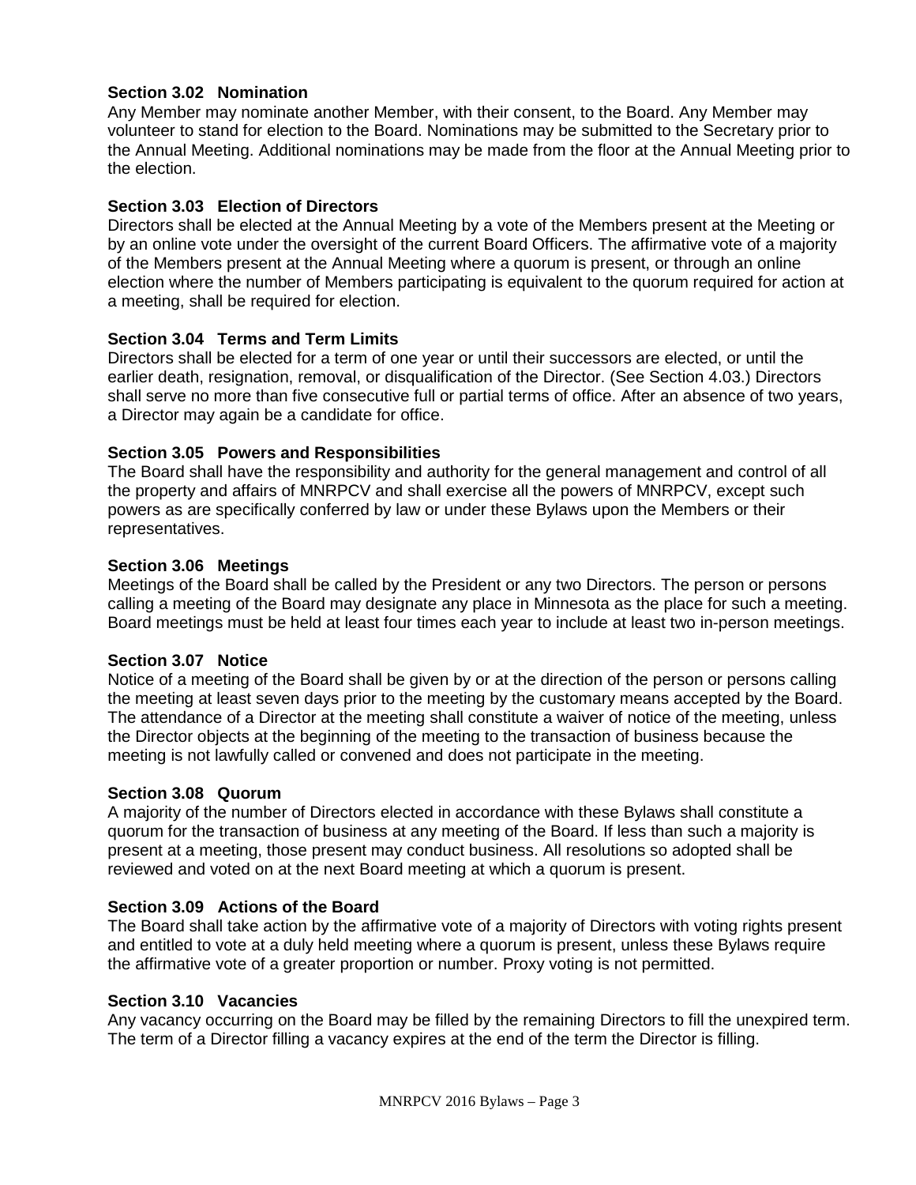### Section 3.02 Nomination

Any Member may nominate another Member, with their consent, to the Board. Any Member may volunteer to stand for election to the Board. Nominations may be submitted to the Secretary prior to the Annual Meeting. Additional nominations may be made from the floor at the Annual Meeting prior to the election.

### Section 3.03 Election of Directors

Directors shall be elected at the Annual Meeting by a vote of the Members present at the Meeting or by an online vote under the oversight of the current Board Officers. The affirmative vote of a majority of the Members present at the Annual Meeting where a quorum is present, or through an online election where the number of Members participating is equivalent to the quorum required for action at a meeting, shall be required for election.

### Section 3.04 Terms and Term Limits

Directors shall be elected for a term of one year or until their successors are elected, or until the earlier death, resignation, removal, or disqualification of the Director. (See Section 4.03.) Directors shall serve no more than five consecutive full or partial terms of office. After an absence of two years, a Director may again be a candidate for office.

### Section 3.05 Powers and Responsibilities

The Board shall have the responsibility and authority for the general management and control of all the property and affairs of MNRPCV and shall exercise all the powers of MNRPCV, except such powers as are specifically conferred by law or under these Bylaws upon the Members or their representatives.

### Section 3.06 Meetings

Meetings of the Board shall be called by the President or any two Directors. The person or persons calling a meeting of the Board may designate any place in Minnesota as the place for such a meeting. Board meetings must be held at least four times each year to include at least two in-person meetings.

### Section 3.07 Notice

Notice of a meeting of the Board shall be given by or at the direction of the person or persons calling the meeting at least seven days prior to the meeting by the customary means accepted by the Board. The attendance of a Director at the meeting shall constitute a waiver of notice of the meeting, unless the Director objects at the beginning of the meeting to the transaction of business because the meeting is not lawfully called or convened and does not participate in the meeting.

### Section 3.08 Quorum

A majority of the number of Directors elected in accordance with these Bylaws shall constitute a quorum for the transaction of business at any meeting of the Board. If less than such a majority is present at a meeting, those present may conduct business. All resolutions so adopted shall be reviewed and voted on at the next Board meeting at which a quorum is present.

### Section 3.09 Actions of the Board

The Board shall take action by the affirmative vote of a majority of Directors with voting rights present and entitled to vote at a duly held meeting where a quorum is present, unless these Bylaws require the affirmative vote of a greater proportion or number. Proxy voting is not permitted.

### Section 3.10 Vacancies

Any vacancy occurring on the Board may be filled by the remaining Directors to fill the unexpired term. The term of a Director filling a vacancy expires at the end of the term the Director is filling.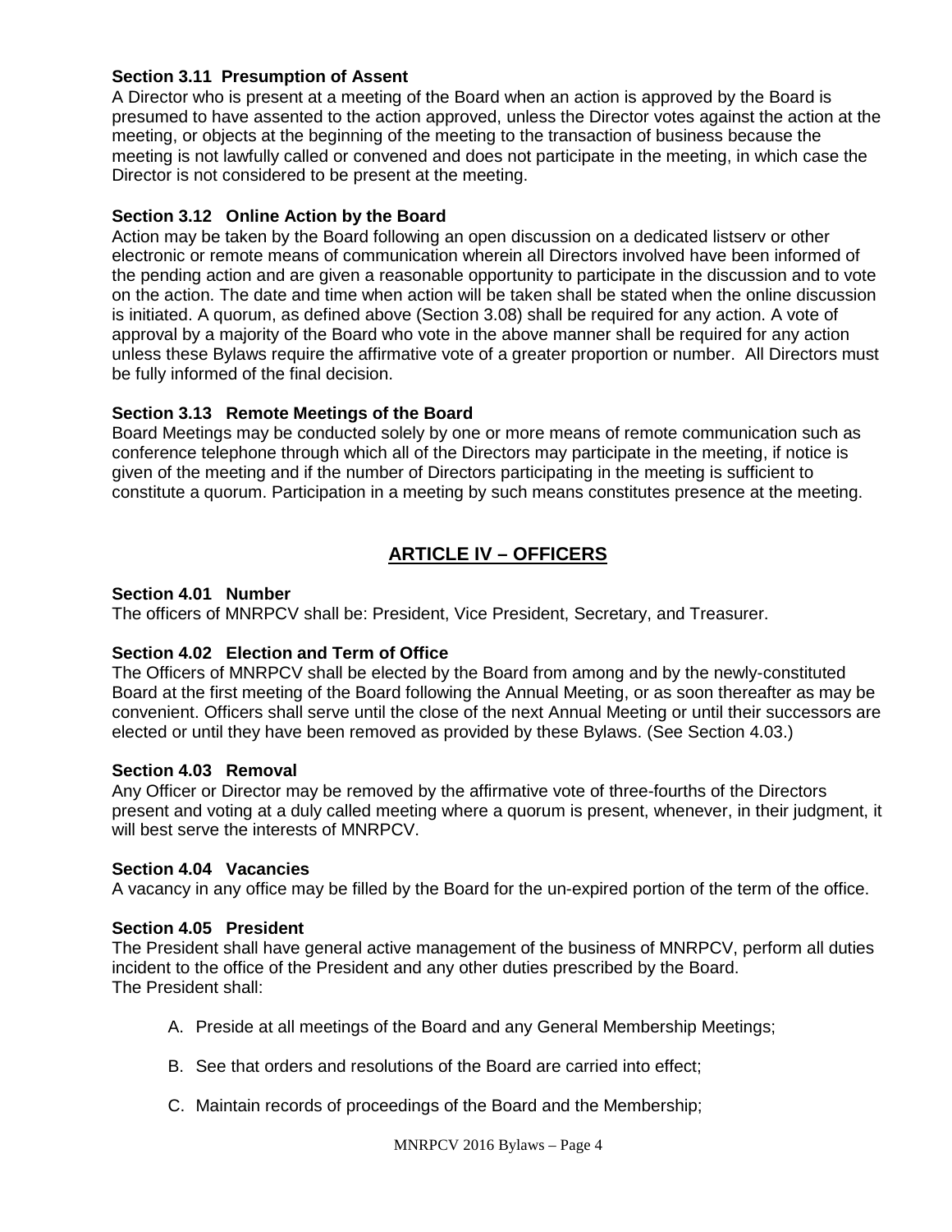**Section 3.11 Presumption of Assent**

A Director who is present at a meeting of the Board when an action is approved by the Board is presumed to have assented to the action approved, unless the Director votes against the action at the meeting, or objects at the beginning of the meeting to the transaction of business because the meeting is not lawfully called or convened and does not participate in the meeting, in which case the Director is not considered to be present at the meeting.

**Section 3.12 Online Action by the Board**

Action may be taken by the Board following an open discussion on a dedicated listserv or other electronic or remote means of communication wherein all Directors involved have been informed of the pending action and are given a reasonable opportunity to participate in the discussion and to vote on the action. The date and time when action will be taken shall be stated when the online discussion is initiated. A quorum, as defined above (Section 3.08) shall be required for any action. A vote of approval by a majority of the Board who vote in the above manner shall be required for any action unless these Bylaws require the affirmative vote of a greater proportion or number. All Directors must be fully informed of the final decision.

**Section 3.13 Remote Meetings of the Board**

Board Meetings may be conducted solely by one or more means of remote communication such as conference telephone through which all of the Directors may participate in the meeting, if notice is given of the meeting and if the number of Directors participating in the meeting is sufficient to constitute a quorum. Participation in a meeting by such means constitutes presence at the meeting.

## ARTICLE IV – OFFICERS

**Section 4.01 Number**

The officers of MNRPCV shall be: President, Vice President, Secretary, and Treasurer.

**Section 4.02 Election and Term of Office**

The Officers of MNRPCV shall be elected by the Board from among and by the newly-constituted Board at the first meeting of the Board following the Annual Meeting, or as soon thereafter as may be convenient. Officers shall serve until the close of the next Annual Meeting or until their successors are elected or until they have been removed as provided by these Bylaws. (See Section 4.03.)

**Section 4.03 Removal**

Any Officer or Director may be removed by the affirmative vote of three-fourths of the Directors present and voting at a duly called meeting where a quorum is present, whenever, in their judgment, it will best serve the interests of MNRPCV.

**Section 4.04 Vacancies**

A vacancy in any office may be filled by the Board for the un-expired portion of the term of the office.

**Section 4.05 President**

The President shall have general active management of the business of MNRPCV, perform all duties incident to the office of the President and any other duties prescribed by the Board.
The President shall:

A. Preside at all meetings of the Board and any General Membership Meetings;

B. See that orders and resolutions of the Board are carried into effect;

C. Maintain records of proceedings of the Board and the Membership;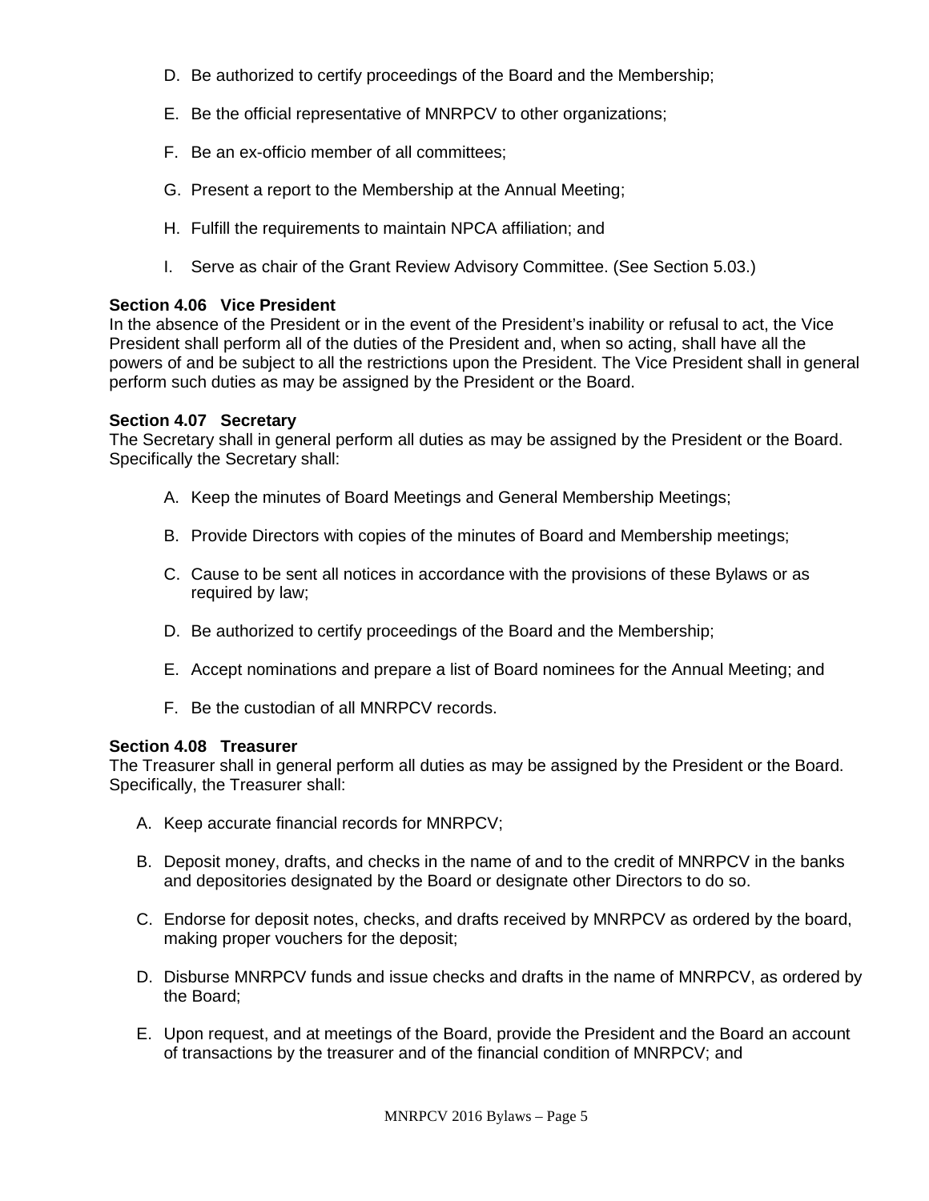D. Be authorized to certify proceedings of the Board and the Membership;

E. Be the official representative of MNRPCV to other organizations;

F. Be an ex-officio member of all committees;

G. Present a report to the Membership at the Annual Meeting;

H. Fulfill the requirements to maintain NPCA affiliation; and

I. Serve as chair of the Grant Review Advisory Committee. (See Section 5.03.)

**Section 4.06 Vice President**

In the absence of the President or in the event of the President's inability or refusal to act, the Vice President shall perform all of the duties of the President and, when so acting, shall have all the powers of and be subject to all the restrictions upon the President. The Vice President shall in general perform such duties as may be assigned by the President or the Board.

**Section 4.07 Secretary**

The Secretary shall in general perform all duties as may be assigned by the President or the Board. Specifically the Secretary shall:

A. Keep the minutes of Board Meetings and General Membership Meetings;

B. Provide Directors with copies of the minutes of Board and Membership meetings;

C. Cause to be sent all notices in accordance with the provisions of these Bylaws or as required by law;

D. Be authorized to certify proceedings of the Board and the Membership;

E. Accept nominations and prepare a list of Board nominees for the Annual Meeting; and

F. Be the custodian of all MNRPCV records.

**Section 4.08 Treasurer**

The Treasurer shall in general perform all duties as may be assigned by the President or the Board. Specifically, the Treasurer shall:

A. Keep accurate financial records for MNRPCV;

B. Deposit money, drafts, and checks in the name of and to the credit of MNRPCV in the banks and depositories designated by the Board or designate other Directors to do so.

C. Endorse for deposit notes, checks, and drafts received by MNRPCV as ordered by the board, making proper vouchers for the deposit;

D. Disburse MNRPCV funds and issue checks and drafts in the name of MNRPCV, as ordered by the Board;

E. Upon request, and at meetings of the Board, provide the President and the Board an account of transactions by the treasurer and of the financial condition of MNRPCV; and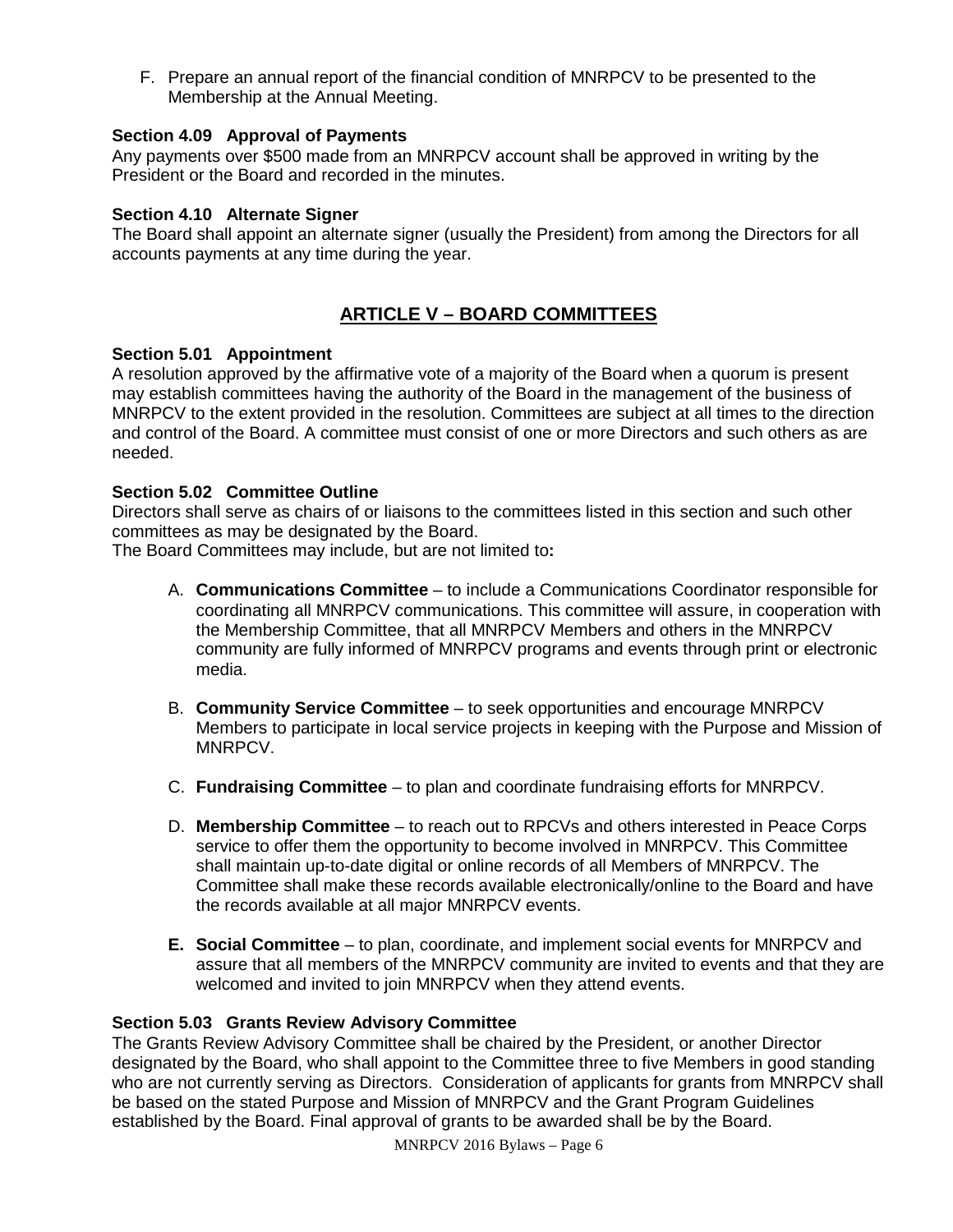F. Prepare an annual report of the financial condition of MNRPCV to be presented to the Membership at the Annual Meeting.

**Section 4.09 Approval of Payments**
Any payments over $500 made from an MNRPCV account shall be approved in writing by the President or the Board and recorded in the minutes.

**Section 4.10 Alternate Signer**
The Board shall appoint an alternate signer (usually the President) from among the Directors for all accounts payments at any time during the year.

## ARTICLE V – BOARD COMMITTEES

**Section 5.01 Appointment**
A resolution approved by the affirmative vote of a majority of the Board when a quorum is present may establish committees having the authority of the Board in the management of the business of MNRPCV to the extent provided in the resolution. Committees are subject at all times to the direction and control of the Board. A committee must consist of one or more Directors and such others as are needed.

**Section 5.02 Committee Outline**
Directors shall serve as chairs of or liaisons to the committees listed in this section and such other committees as may be designated by the Board.
The Board Committees may include, but are not limited to**:**

A. **Communications Committee** – to include a Communications Coordinator responsible for coordinating all MNRPCV communications. This committee will assure, in cooperation with the Membership Committee, that all MNRPCV Members and others in the MNRPCV community are fully informed of MNRPCV programs and events through print or electronic media.

B. **Community Service Committee** – to seek opportunities and encourage MNRPCV Members to participate in local service projects in keeping with the Purpose and Mission of MNRPCV.

C. **Fundraising Committee** – to plan and coordinate fundraising efforts for MNRPCV.

D. **Membership Committee** – to reach out to RPCVs and others interested in Peace Corps service to offer them the opportunity to become involved in MNRPCV. This Committee shall maintain up-to-date digital or online records of all Members of MNRPCV. The Committee shall make these records available electronically/online to the Board and have the records available at all major MNRPCV events.

**E. Social Committee** – to plan, coordinate, and implement social events for MNRPCV and assure that all members of the MNRPCV community are invited to events and that they are welcomed and invited to join MNRPCV when they attend events.

**Section 5.03 Grants Review Advisory Committee**
The Grants Review Advisory Committee shall be chaired by the President, or another Director designated by the Board, who shall appoint to the Committee three to five Members in good standing who are not currently serving as Directors. Consideration of applicants for grants from MNRPCV shall be based on the stated Purpose and Mission of MNRPCV and the Grant Program Guidelines established by the Board. Final approval of grants to be awarded shall be by the Board.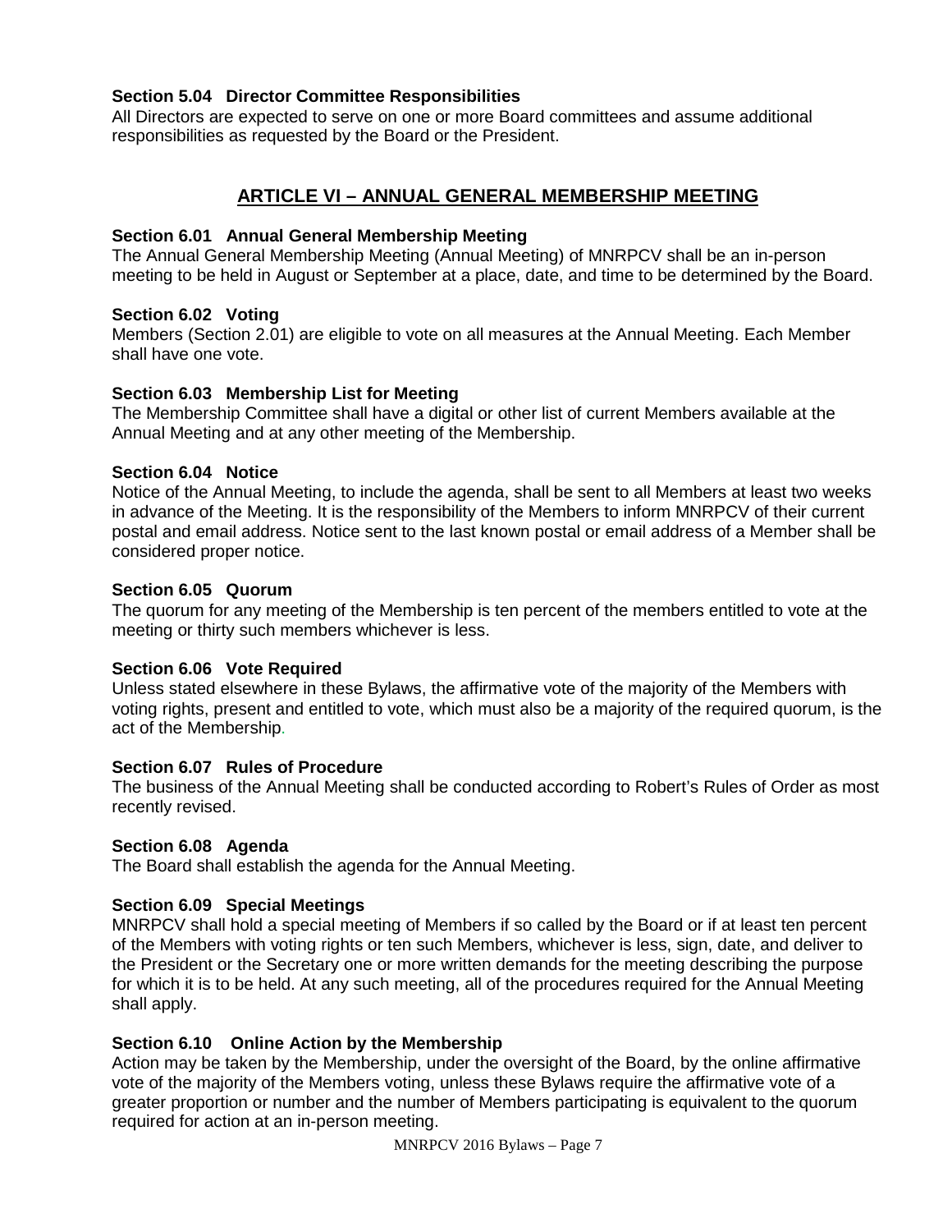### Section 5.04 Director Committee Responsibilities

All Directors are expected to serve on one or more Board committees and assume additional responsibilities as requested by the Board or the President.

## ARTICLE VI – ANNUAL GENERAL MEMBERSHIP MEETING

### Section 6.01 Annual General Membership Meeting

The Annual General Membership Meeting (Annual Meeting) of MNRPCV shall be an in-person meeting to be held in August or September at a place, date, and time to be determined by the Board.

### Section 6.02 Voting

Members (Section 2.01) are eligible to vote on all measures at the Annual Meeting. Each Member shall have one vote.

### Section 6.03 Membership List for Meeting

The Membership Committee shall have a digital or other list of current Members available at the Annual Meeting and at any other meeting of the Membership.

### Section 6.04 Notice

Notice of the Annual Meeting, to include the agenda, shall be sent to all Members at least two weeks in advance of the Meeting. It is the responsibility of the Members to inform MNRPCV of their current postal and email address. Notice sent to the last known postal or email address of a Member shall be considered proper notice.

### Section 6.05 Quorum

The quorum for any meeting of the Membership is ten percent of the members entitled to vote at the meeting or thirty such members whichever is less.

### Section 6.06 Vote Required

Unless stated elsewhere in these Bylaws, the affirmative vote of the majority of the Members with voting rights, present and entitled to vote, which must also be a majority of the required quorum, is the act of the Membership.

### Section 6.07 Rules of Procedure

The business of the Annual Meeting shall be conducted according to Robert's Rules of Order as most recently revised.

### Section 6.08 Agenda

The Board shall establish the agenda for the Annual Meeting.

### Section 6.09 Special Meetings

MNRPCV shall hold a special meeting of Members if so called by the Board or if at least ten percent of the Members with voting rights or ten such Members, whichever is less, sign, date, and deliver to the President or the Secretary one or more written demands for the meeting describing the purpose for which it is to be held. At any such meeting, all of the procedures required for the Annual Meeting shall apply.

### Section 6.10 Online Action by the Membership

Action may be taken by the Membership, under the oversight of the Board, by the online affirmative vote of the majority of the Members voting, unless these Bylaws require the affirmative vote of a greater proportion or number and the number of Members participating is equivalent to the quorum required for action at an in-person meeting.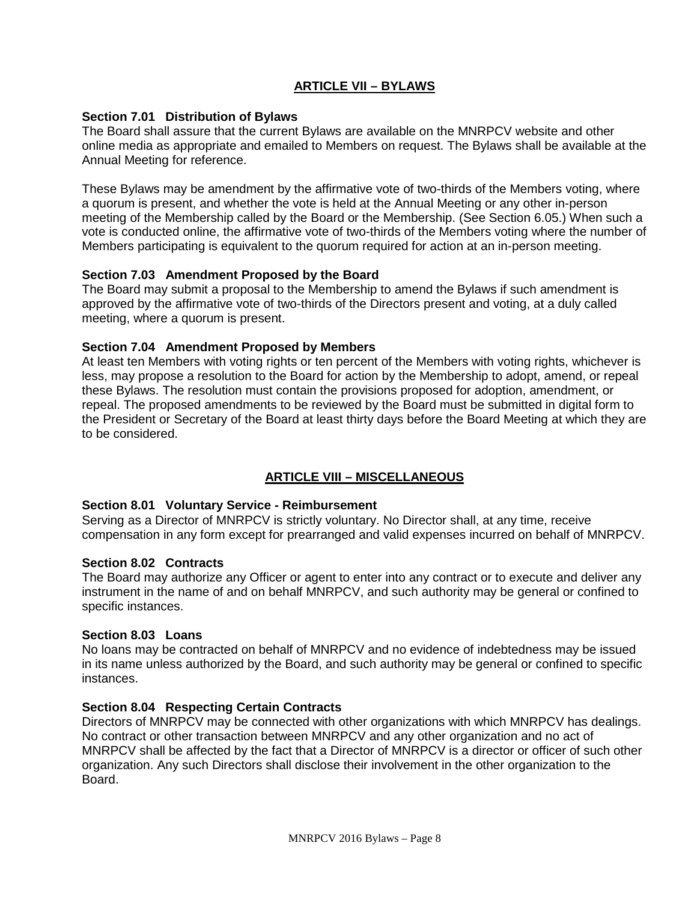## ARTICLE VII – BYLAWS

**Section 7.01 Distribution of Bylaws**
The Board shall assure that the current Bylaws are available on the MNRPCV website and other online media as appropriate and emailed to Members on request. The Bylaws shall be available at the Annual Meeting for reference.

These Bylaws may be amendment by the affirmative vote of two-thirds of the Members voting, where a quorum is present, and whether the vote is held at the Annual Meeting or any other in-person meeting of the Membership called by the Board or the Membership. (See Section 6.05.) When such a vote is conducted online, the affirmative vote of two-thirds of the Members voting where the number of Members participating is equivalent to the quorum required for action at an in-person meeting.

**Section 7.03 Amendment Proposed by the Board**
The Board may submit a proposal to the Membership to amend the Bylaws if such amendment is approved by the affirmative vote of two-thirds of the Directors present and voting, at a duly called meeting, where a quorum is present.

**Section 7.04 Amendment Proposed by Members**
At least ten Members with voting rights or ten percent of the Members with voting rights, whichever is less, may propose a resolution to the Board for action by the Membership to adopt, amend, or repeal these Bylaws. The resolution must contain the provisions proposed for adoption, amendment, or repeal. The proposed amendments to be reviewed by the Board must be submitted in digital form to the President or Secretary of the Board at least thirty days before the Board Meeting at which they are to be considered.

## ARTICLE VIII – MISCELLANEOUS

**Section 8.01 Voluntary Service - Reimbursement**
Serving as a Director of MNRPCV is strictly voluntary. No Director shall, at any time, receive compensation in any form except for prearranged and valid expenses incurred on behalf of MNRPCV.

**Section 8.02 Contracts**
The Board may authorize any Officer or agent to enter into any contract or to execute and deliver any instrument in the name of and on behalf MNRPCV, and such authority may be general or confined to specific instances.

**Section 8.03 Loans**
No loans may be contracted on behalf of MNRPCV and no evidence of indebtedness may be issued in its name unless authorized by the Board, and such authority may be general or confined to specific instances.

**Section 8.04 Respecting Certain Contracts**
Directors of MNRPCV may be connected with other organizations with which MNRPCV has dealings. No contract or other transaction between MNRPCV and any other organization and no act of MNRPCV shall be affected by the fact that a Director of MNRPCV is a director or officer of such other organization. Any such Directors shall disclose their involvement in the other organization to the Board.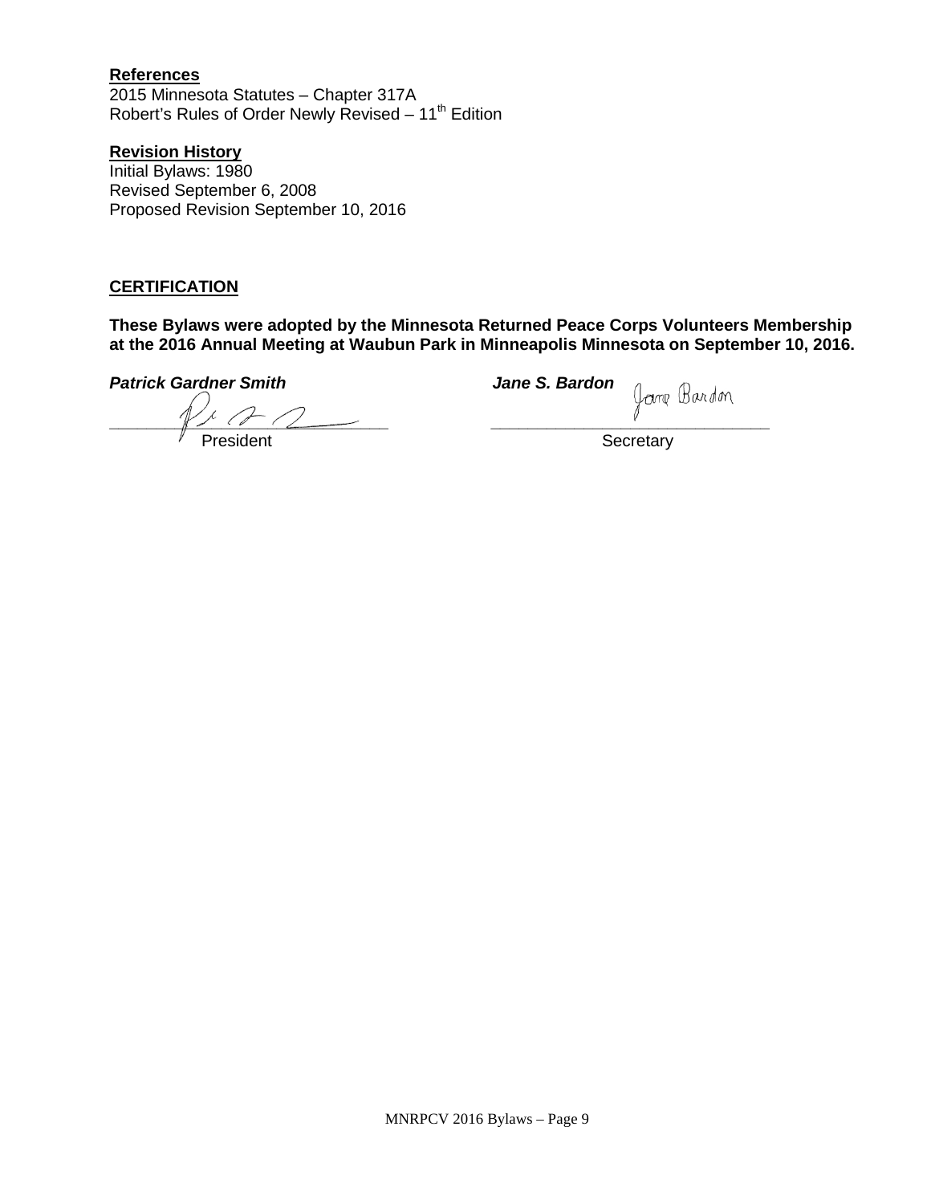**References**
2015 Minnesota Statutes – Chapter 317A
Robert's Rules of Order Newly Revised – 11th Edition

**Revision History**
Initial Bylaws: 1980
Revised September 6, 2008
Proposed Revision September 10, 2016

**CERTIFICATION**

**These Bylaws were adopted by the Minnesota Returned Peace Corps Volunteers Membership at the 2016 Annual Meeting at Waubun Park in Minneapolis Minnesota on September 10, 2016.**

***Patrick Gardner Smith***

\_\_\_\_\_\_\_\_\_\_\_\_\_\_\_\_\_\_\_\_\_\_\_\_\_\_\_\_\_\_
President

***Jane S. Bardon***

Jane Bardon
\_\_\_\_\_\_\_\_\_\_\_\_\_\_\_\_\_\_\_\_\_\_\_\_\_\_\_\_\_\_
Secretary